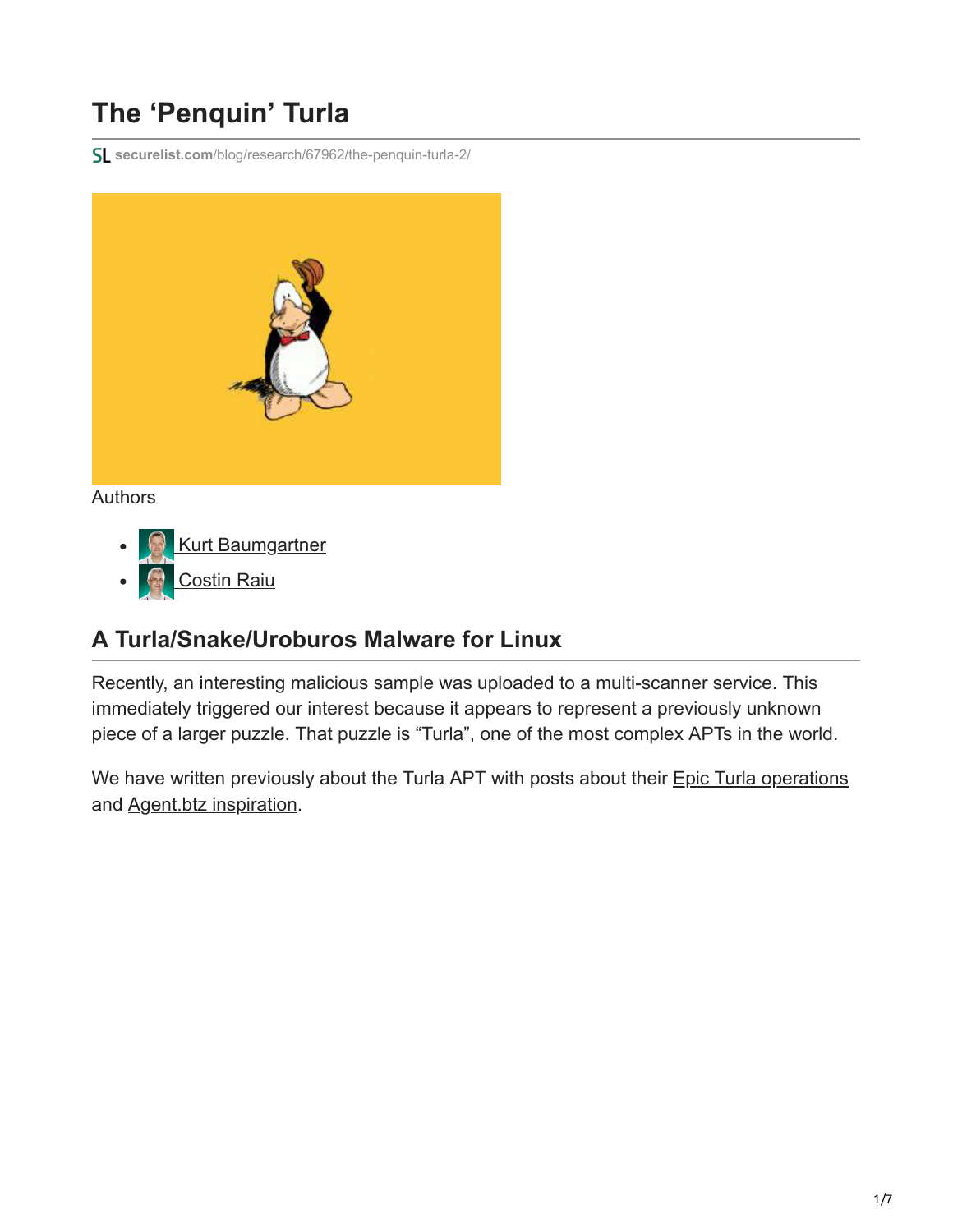# The 'Penquin' Turla

securelist.com/blog/research/67962/the-penquin-turla-2/

Authors

- Kurt Baumgartner
- Costin Raiu

## A Turla/Snake/Uroburos Malware for Linux

Recently, an interesting malicious sample was uploaded to a multi-scanner service. This immediately triggered our interest because it appears to represent a previously unknown piece of a larger puzzle. That puzzle is "Turla", one of the most complex APTs in the world.

We have written previously about the Turla APT with posts about their Epic Turla operations and Agent.btz inspiration.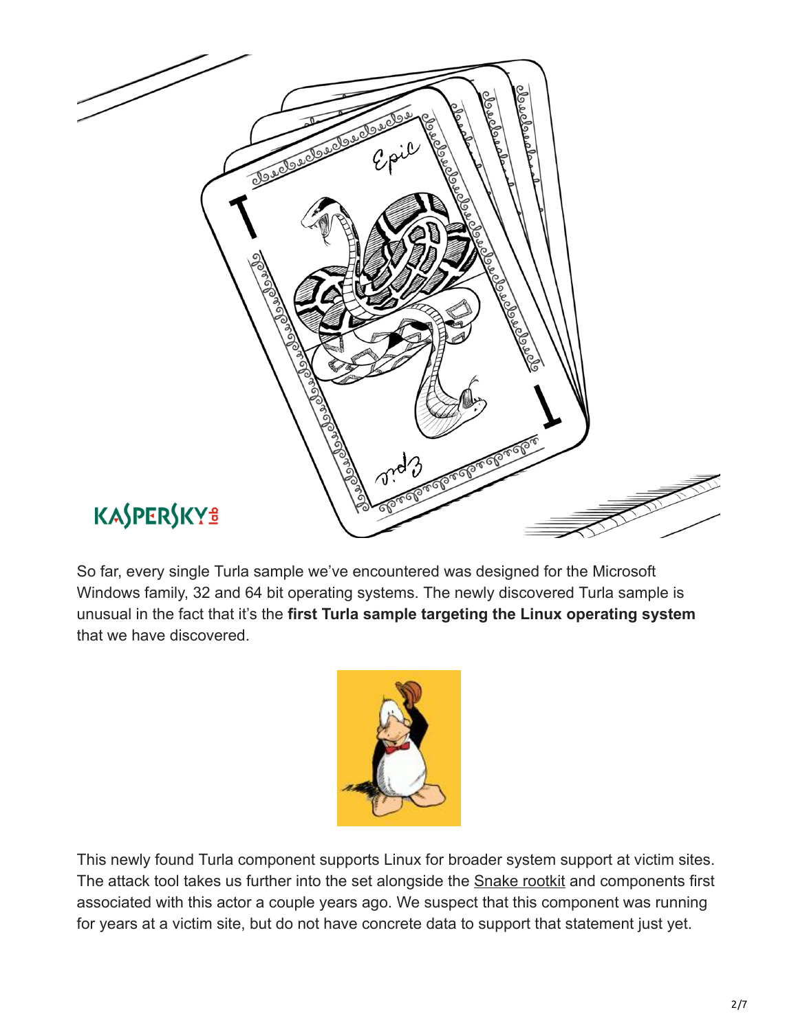So far, every single Turla sample we've encountered was designed for the Microsoft Windows family, 32 and 64 bit operating systems. The newly discovered Turla sample is unusual in the fact that it's the **first Turla sample targeting the Linux operating system** that we have discovered.

This newly found Turla component supports Linux for broader system support at victim sites. The attack tool takes us further into the set alongside the Snake rootkit and components first associated with this actor a couple years ago. We suspect that this component was running for years at a victim site, but do not have concrete data to support that statement just yet.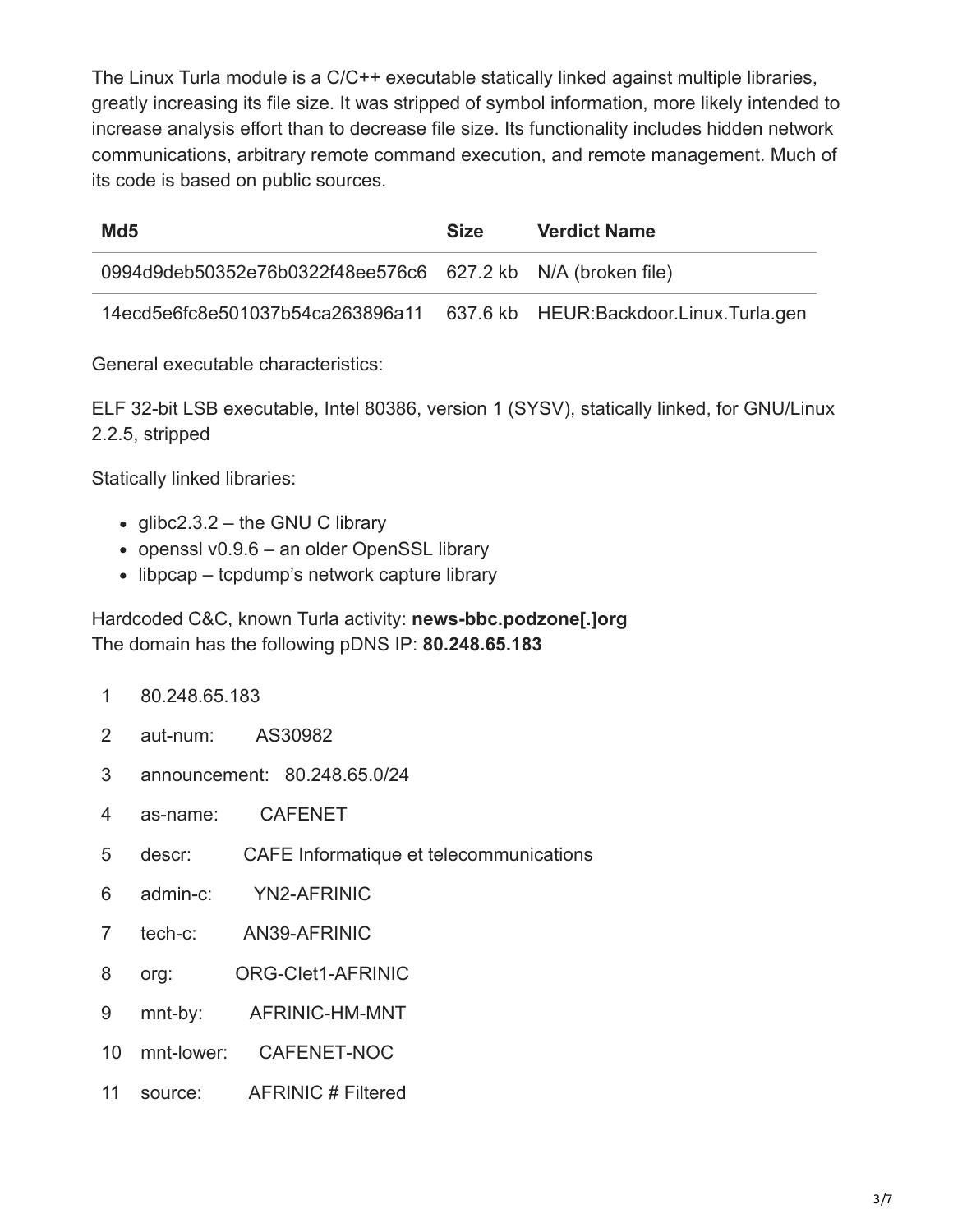The Linux Turla module is a C/C++ executable statically linked against multiple libraries, greatly increasing its file size. It was stripped of symbol information, more likely intended to increase analysis effort than to decrease file size. Its functionality includes hidden network communications, arbitrary remote command execution, and remote management. Much of its code is based on public sources.

| Md5 | Size | Verdict Name |
| --- | --- | --- |
| 0994d9deb50352e76b0322f48ee576c6 | 627.2 kb | N/A (broken file) |
| 14ecd5e6fc8e501037b54ca263896a11 | 637.6 kb | HEUR:Backdoor.Linux.Turla.gen |

General executable characteristics:

ELF 32-bit LSB executable, Intel 80386, version 1 (SYSV), statically linked, for GNU/Linux 2.2.5, stripped

Statically linked libraries:

- glibc2.3.2 – the GNU C library
- openssl v0.9.6 – an older OpenSSL library
- libpcap – tcpdump's network capture library

Hardcoded C&C, known Turla activity: **news-bbc.podzone[.]org**
The domain has the following pDNS IP: **80.248.65.183**

```
1   80.248.65.183
2   aut-num:        AS30982
3   announcement:   80.248.65.0/24
4   as-name:        CAFENET
5   descr:          CAFE Informatique et telecommunications
6   admin-c:        YN2-AFRINIC
7   tech-c:         AN39-AFRINIC
8   org:            ORG-CIet1-AFRINIC
9   mnt-by:         AFRINIC-HM-MNT
10  mnt-lower:      CAFENET-NOC
11  source:         AFRINIC # Filtered
```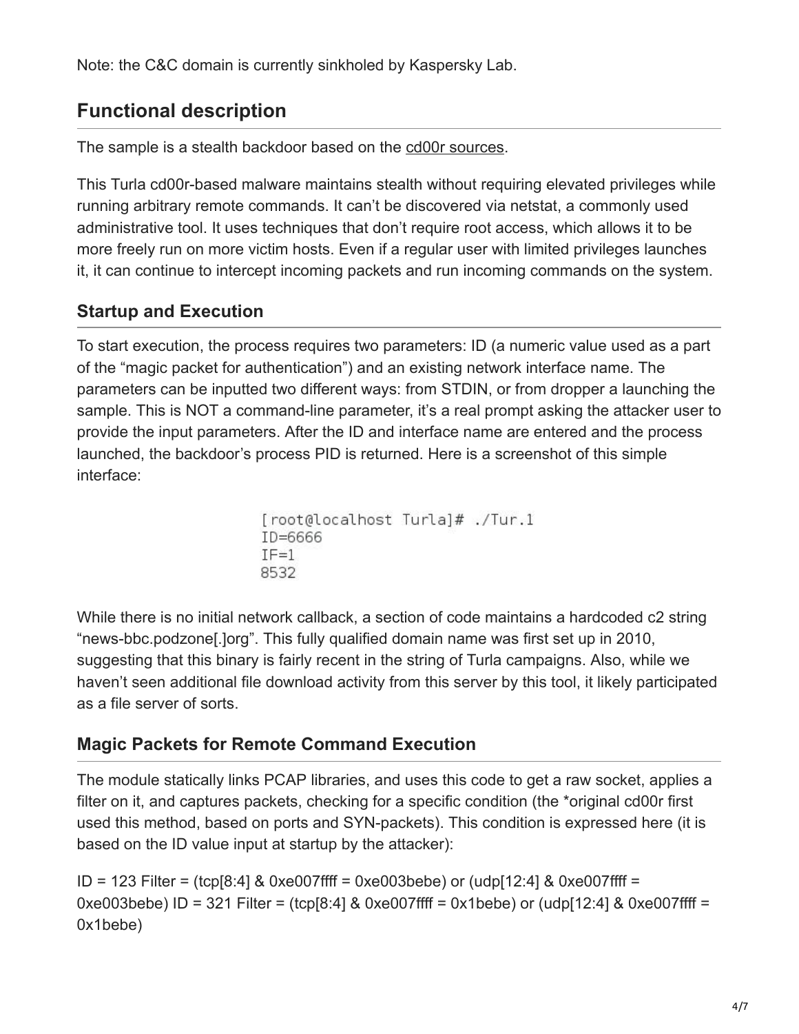Note: the C&C domain is currently sinkholed by Kaspersky Lab.

## Functional description

The sample is a stealth backdoor based on the cd00r sources.

This Turla cd00r-based malware maintains stealth without requiring elevated privileges while running arbitrary remote commands. It can't be discovered via netstat, a commonly used administrative tool. It uses techniques that don't require root access, which allows it to be more freely run on more victim hosts. Even if a regular user with limited privileges launches it, it can continue to intercept incoming packets and run incoming commands on the system.

### Startup and Execution

To start execution, the process requires two parameters: ID (a numeric value used as a part of the "magic packet for authentication") and an existing network interface name. The parameters can be inputted two different ways: from STDIN, or from dropper a launching the sample. This is NOT a command-line parameter, it's a real prompt asking the attacker user to provide the input parameters. After the ID and interface name are entered and the process launched, the backdoor's process PID is returned. Here is a screenshot of this simple interface:

```
[root@localhost Turla]# ./Tur.1
ID=6666
IF=1
8532
```

While there is no initial network callback, a section of code maintains a hardcoded c2 string "news-bbc.podzone[.]org". This fully qualified domain name was first set up in 2010, suggesting that this binary is fairly recent in the string of Turla campaigns. Also, while we haven't seen additional file download activity from this server by this tool, it likely participated as a file server of sorts.

### Magic Packets for Remote Command Execution

The module statically links PCAP libraries, and uses this code to get a raw socket, applies a filter on it, and captures packets, checking for a specific condition (the *original cd00r first used this method, based on ports and SYN-packets). This condition is expressed here (it is based on the ID value input at startup by the attacker):

ID = 123 Filter = (tcp[8:4] & 0xe007ffff = 0xe003bebe) or (udp[12:4] & 0xe007ffff = 0xe003bebe) ID = 321 Filter = (tcp[8:4] & 0xe007ffff = 0x1bebe) or (udp[12:4] & 0xe007ffff = 0x1bebe)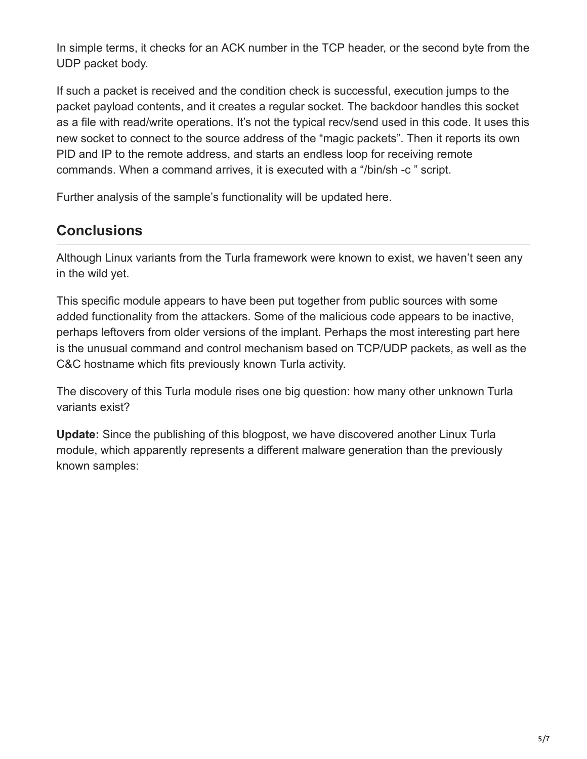In simple terms, it checks for an ACK number in the TCP header, or the second byte from the UDP packet body.

If such a packet is received and the condition check is successful, execution jumps to the packet payload contents, and it creates a regular socket. The backdoor handles this socket as a file with read/write operations. It's not the typical recv/send used in this code. It uses this new socket to connect to the source address of the "magic packets". Then it reports its own PID and IP to the remote address, and starts an endless loop for receiving remote commands. When a command arrives, it is executed with a "/bin/sh -c " script.

Further analysis of the sample's functionality will be updated here.

## Conclusions

Although Linux variants from the Turla framework were known to exist, we haven't seen any in the wild yet.

This specific module appears to have been put together from public sources with some added functionality from the attackers. Some of the malicious code appears to be inactive, perhaps leftovers from older versions of the implant. Perhaps the most interesting part here is the unusual command and control mechanism based on TCP/UDP packets, as well as the C&C hostname which fits previously known Turla activity.

The discovery of this Turla module rises one big question: how many other unknown Turla variants exist?

**Update:** Since the publishing of this blogpost, we have discovered another Linux Turla module, which apparently represents a different malware generation than the previously known samples: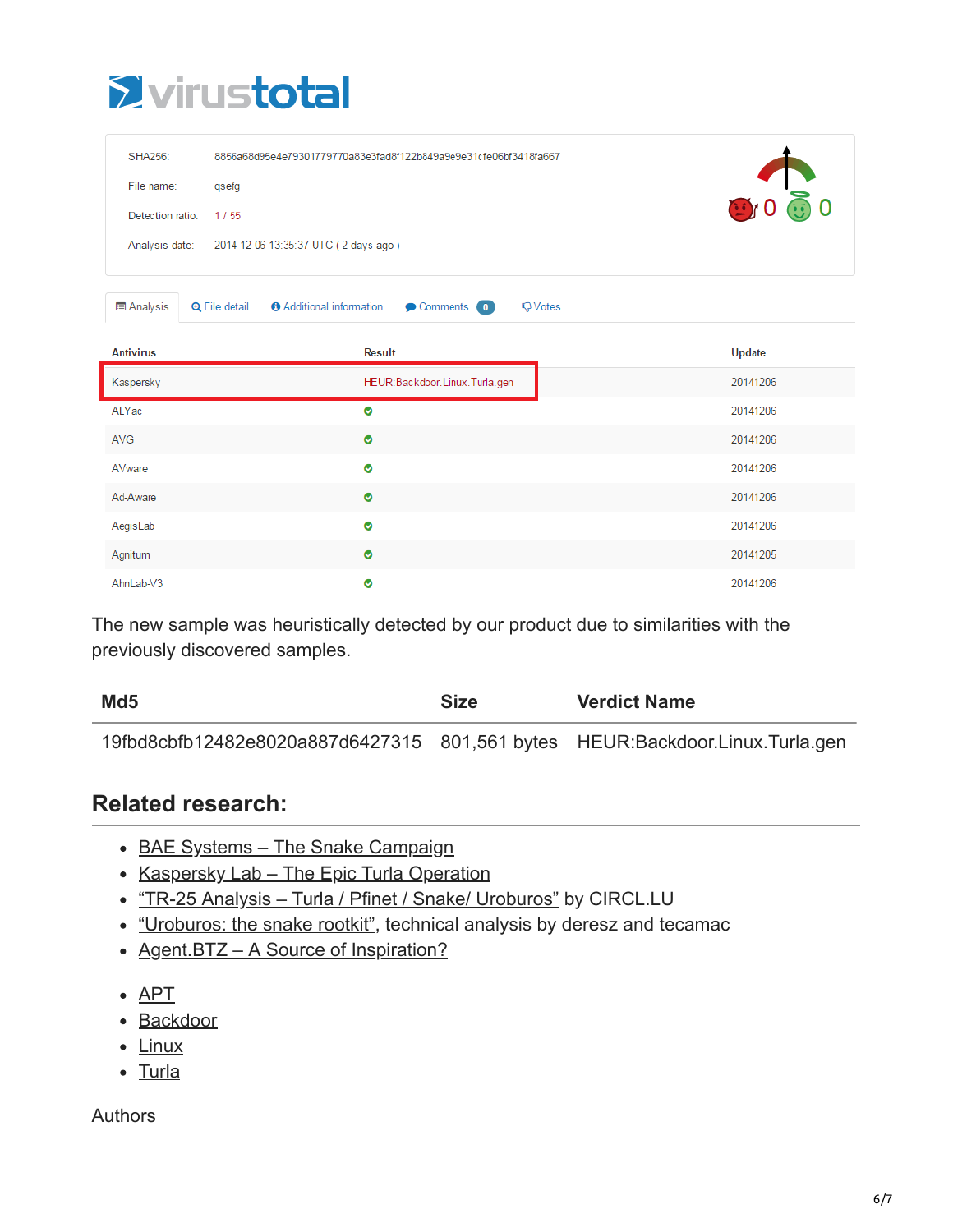virustotal

SHA256: 8856a68d95e4e79301779770a83e3fad8f122b849a9e9e31cfe06bf3418fa667

File name: qsefg

Detection ratio: 1 / 55

Analysis date: 2014-12-06 13:35:37 UTC ( 2 days ago )

0 0

Analysis | File detail | Additional information | Comments 0 | Votes

| Antivirus | Result | Update |
|---|---|---|
| Kaspersky | HEUR:Backdoor.Linux.Turla.gen | 20141206 |
| ALYac | ✔ | 20141206 |
| AVG | ✔ | 20141206 |
| AVware | ✔ | 20141206 |
| Ad-Aware | ✔ | 20141206 |
| AegisLab | ✔ | 20141206 |
| Agnitum | ✔ | 20141205 |
| AhnLab-V3 | ✔ | 20141206 |

The new sample was heuristically detected by our product due to similarities with the previously discovered samples.

| Md5 | Size | Verdict Name |
|---|---|---|
| 19fbd8cbfb12482e8020a887d6427315 | 801,561 bytes | HEUR:Backdoor.Linux.Turla.gen |

## Related research:

- BAE Systems – The Snake Campaign
- Kaspersky Lab – The Epic Turla Operation
- "TR-25 Analysis – Turla / Pfinet / Snake/ Uroburos" by CIRCL.LU
- "Uroburos: the snake rootkit", technical analysis by deresz and tecamac
- Agent.BTZ – A Source of Inspiration?

- APT
- Backdoor
- Linux
- Turla

Authors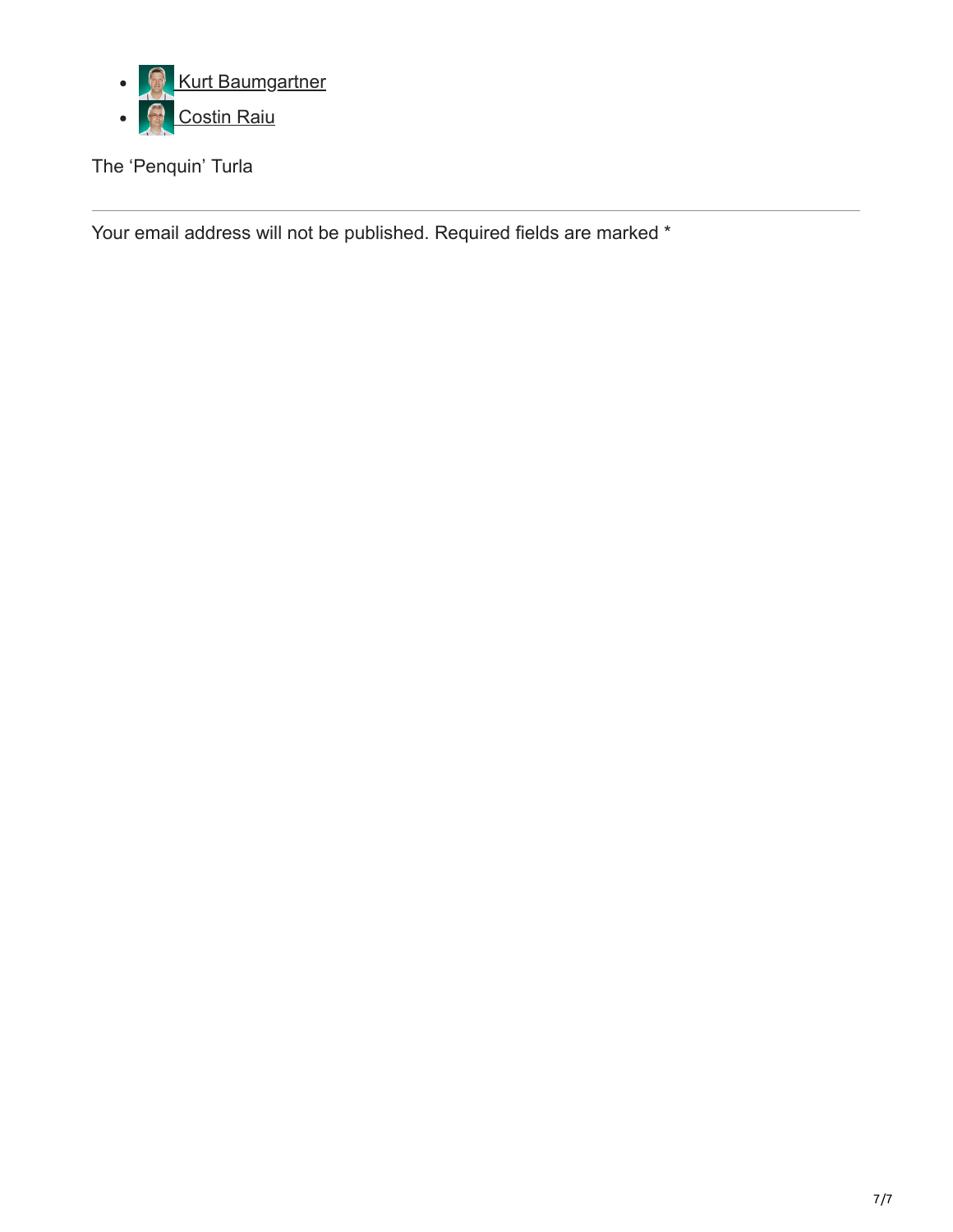- Kurt Baumgartner
- Costin Raiu

The ‘Penquin’ Turla

---

Your email address will not be published. Required fields are marked *